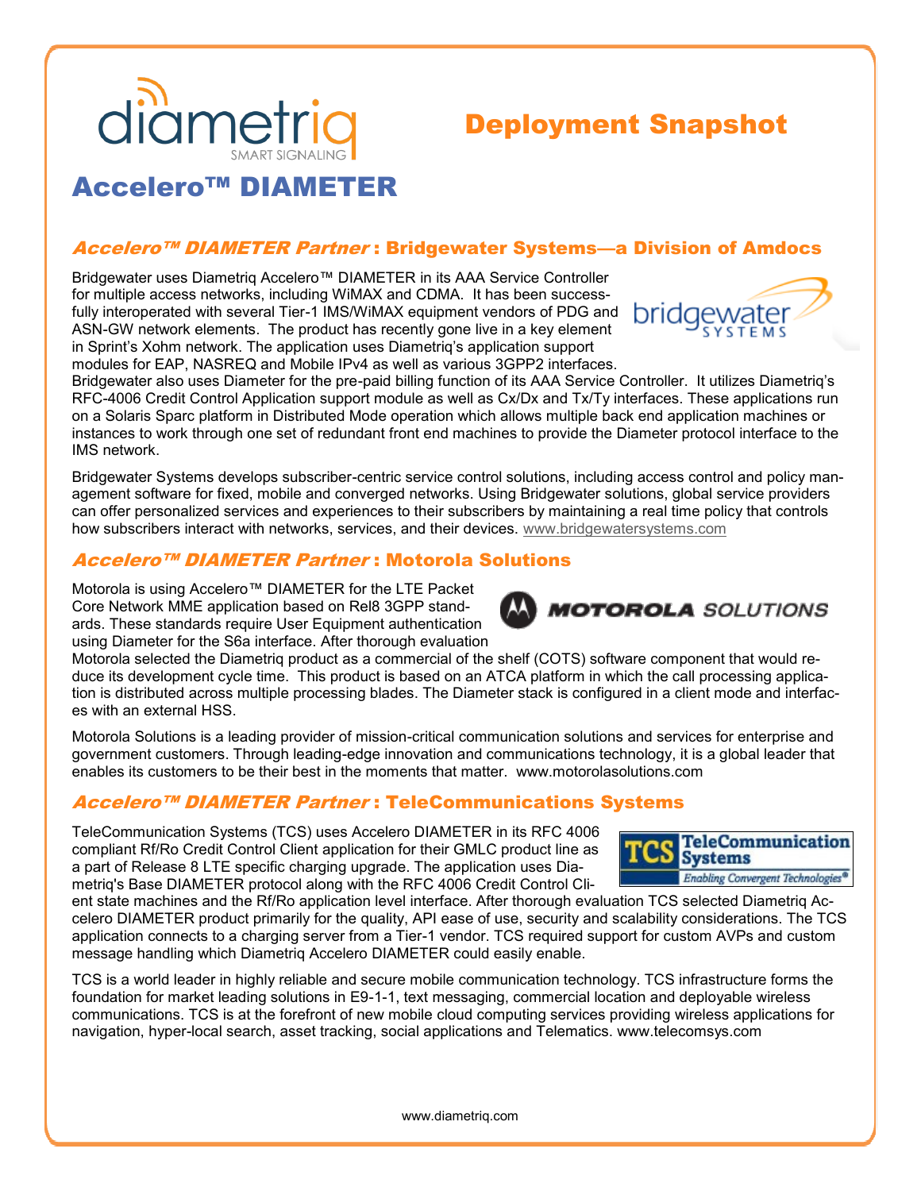# Deployment Snapshot

## Accelero™ DIAMETER

### *Accelero™ DIAMETER Partner* : Bridgewater Systems—a Division of Amdocs

Bridgewater uses Diametriq Accelero™ DIAMETER in its AAA Service Controller for multiple access networks, including WiMAX and CDMA. It has been successfully interoperated with several Tier-1 IMS/WiMAX equipment vendors of PDG and ASN-GW network elements. The product has recently gone live in a key element in Sprint's Xohm network. The application uses Diametriq's application support modules for EAP, NASREQ and Mobile IPv4 as well as various 3GPP2 interfaces. Bridgewater also uses Diameter for the pre-paid billing function of its AAA Service Controller. It utilizes Diametriq's RFC-4006 Credit Control Application support module as well as Cx/Dx and Tx/Ty interfaces. These applications run on a Solaris Sparc platform in Distributed Mode operation which allows multiple back end application machines or instances to work through one set of redundant front end machines to provide the Diameter protocol interface to the IMS network.

Bridgewater Systems develops subscriber-centric service control solutions, including access control and policy management software for fixed, mobile and converged networks. Using Bridgewater solutions, global service providers can offer personalized services and experiences to their subscribers by maintaining a real time policy that controls how subscribers interact with networks, services, and their devices. www.bridgewatersystems.com

### *Accelero™ DIAMETER Partner* : Motorola Solutions

Motorola is using Accelero™ DIAMETER for the LTE Packet Core Network MME application based on Rel8 3GPP standards. These standards require User Equipment authentication using Diameter for the S6a interface. After thorough evaluation Motorola selected the Diametriq product as a commercial of the shelf (COTS) software component that would reduce its development cycle time. This product is based on an ATCA platform in which the call processing application is distributed across multiple processing blades. The Diameter stack is configured in a client mode and interfaces with an external HSS.

Motorola Solutions is a leading provider of mission-critical communication solutions and services for enterprise and government customers. Through leading-edge innovation and communications technology, it is a global leader that enables its customers to be their best in the moments that matter. www.motorolasolutions.com

### *Accelero™ DIAMETER Partner* : TeleCommunications Systems

TeleCommunication Systems (TCS) uses Accelero DIAMETER in its RFC 4006 compliant Rf/Ro Credit Control Client application for their GMLC product line as a part of Release 8 LTE specific charging upgrade. The application uses Diametriq's Base DIAMETER protocol along with the RFC 4006 Credit Control Client state machines and the Rf/Ro application level interface. After thorough evaluation TCS selected Diametriq Accelero DIAMETER product primarily for the quality, API ease of use, security and scalability considerations. The TCS application connects to a charging server from a Tier-1 vendor. TCS required support for custom AVPs and custom message handling which Diametriq Accelero DIAMETER could easily enable.

TCS is a world leader in highly reliable and secure mobile communication technology. TCS infrastructure forms the foundation for market leading solutions in E9-1-1, text messaging, commercial location and deployable wireless communications. TCS is at the forefront of new mobile cloud computing services providing wireless applications for navigation, hyper-local search, asset tracking, social applications and Telematics. www.telecomsys.com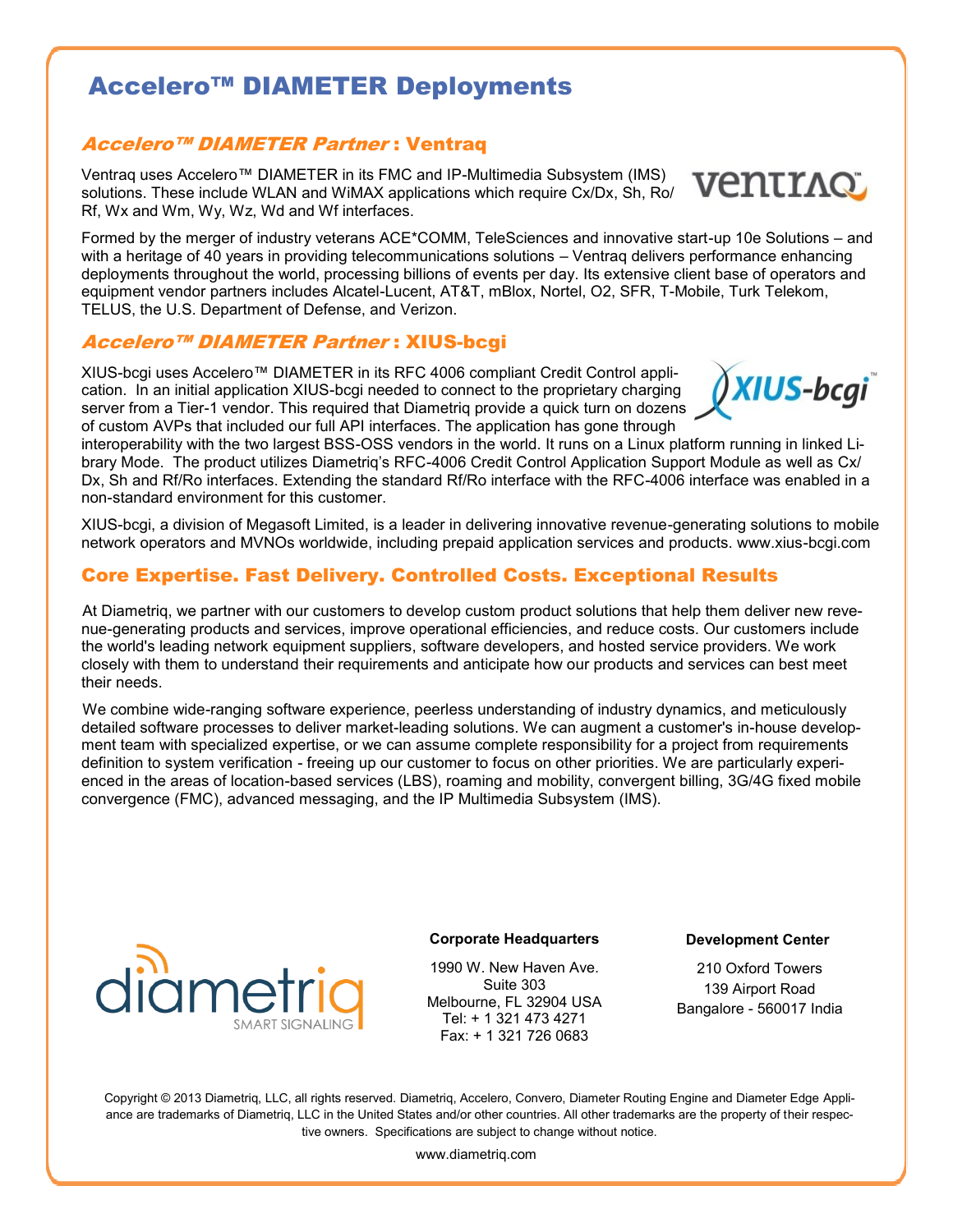# Accelero™ DIAMETER Deployments

## *Accelero™ DIAMETER Partner* : Ventraq

Ventraq uses Accelero™ DIAMETER in its FMC and IP-Multimedia Subsystem (IMS) solutions. These include WLAN and WiMAX applications which require Cx/Dx, Sh, Ro/Rf, Wx and Wm, Wy, Wz, Wd and Wf interfaces.

Formed by the merger of industry veterans ACE*COMM, TeleSciences and innovative start-up 10e Solutions – and with a heritage of 40 years in providing telecommunications solutions – Ventraq delivers performance enhancing deployments throughout the world, processing billions of events per day. Its extensive client base of operators and equipment vendor partners includes Alcatel-Lucent, AT&T, mBlox, Nortel, O2, SFR, T-Mobile, Turk Telekom, TELUS, the U.S. Department of Defense, and Verizon.

## *Accelero™ DIAMETER Partner* : XIUS-bcgi

XIUS-bcgi uses Accelero™ DIAMETER in its RFC 4006 compliant Credit Control application. In an initial application XIUS-bcgi needed to connect to the proprietary charging server from a Tier-1 vendor. This required that Diametriq provide a quick turn on dozens of custom AVPs that included our full API interfaces. The application has gone through interoperability with the two largest BSS-OSS vendors in the world. It runs on a Linux platform running in linked Library Mode. The product utilizes Diametriq's RFC-4006 Credit Control Application Support Module as well as Cx/Dx, Sh and Rf/Ro interfaces. Extending the standard Rf/Ro interface with the RFC-4006 interface was enabled in a non-standard environment for this customer.

XIUS-bcgi, a division of Megasoft Limited, is a leader in delivering innovative revenue-generating solutions to mobile network operators and MVNOs worldwide, including prepaid application services and products. www.xius-bcgi.com

## Core Expertise. Fast Delivery. Controlled Costs. Exceptional Results

At Diametriq, we partner with our customers to develop custom product solutions that help them deliver new revenue-generating products and services, improve operational efficiencies, and reduce costs. Our customers include the world's leading network equipment suppliers, software developers, and hosted service providers. We work closely with them to understand their requirements and anticipate how our products and services can best meet their needs.

We combine wide-ranging software experience, peerless understanding of industry dynamics, and meticulously detailed software processes to deliver market-leading solutions. We can augment a customer's in-house development team with specialized expertise, or we can assume complete responsibility for a project from requirements definition to system verification - freeing up our customer to focus on other priorities. We are particularly experienced in the areas of location-based services (LBS), roaming and mobility, convergent billing, 3G/4G fixed mobile convergence (FMC), advanced messaging, and the IP Multimedia Subsystem (IMS).

diametriq
SMART SIGNALING

**Corporate Headquarters**

1990 W. New Haven Ave.
Suite 303
Melbourne, FL 32904 USA
Tel: + 1 321 473 4271
Fax: + 1 321 726 0683

**Development Center**

210 Oxford Towers
139 Airport Road
Bangalore - 560017 India

Copyright © 2013 Diametriq, LLC, all rights reserved. Diametriq, Accelero, Convero, Diameter Routing Engine and Diameter Edge Appliance are trademarks of Diametriq, LLC in the United States and/or other countries. All other trademarks are the property of their respective owners. Specifications are subject to change without notice.

www.diametriq.com